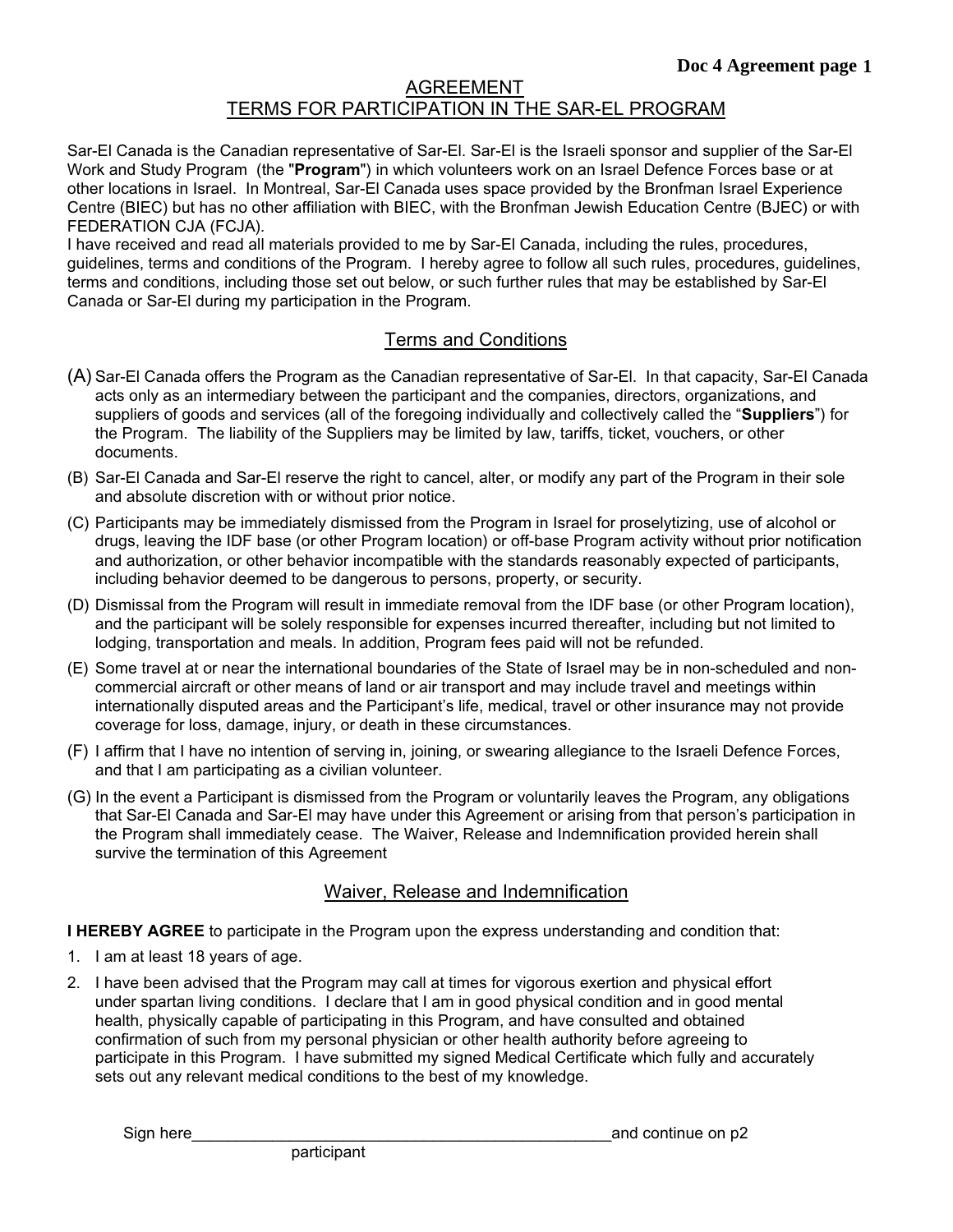# AGREEMENT
# TERMS FOR PARTICIPATION IN THE SAR-EL PROGRAM

Sar-El Canada is the Canadian representative of Sar-El. Sar-El is the Israeli sponsor and supplier of the Sar-El Work and Study Program (the "**Program**") in which volunteers work on an Israel Defence Forces base or at other locations in Israel. In Montreal, Sar-El Canada uses space provided by the Bronfman Israel Experience Centre (BIEC) but has no other affiliation with BIEC, with the Bronfman Jewish Education Centre (BJEC) or with FEDERATION CJA (FCJA).

I have received and read all materials provided to me by Sar-El Canada, including the rules, procedures, guidelines, terms and conditions of the Program. I hereby agree to follow all such rules, procedures, guidelines, terms and conditions, including those set out below, or such further rules that may be established by Sar-El Canada or Sar-El during my participation in the Program.

## Terms and Conditions

(A) Sar-El Canada offers the Program as the Canadian representative of Sar-El. In that capacity, Sar-El Canada acts only as an intermediary between the participant and the companies, directors, organizations, and suppliers of goods and services (all of the foregoing individually and collectively called the "**Suppliers**") for the Program. The liability of the Suppliers may be limited by law, tariffs, ticket, vouchers, or other documents.

(B) Sar-El Canada and Sar-El reserve the right to cancel, alter, or modify any part of the Program in their sole and absolute discretion with or without prior notice.

(C) Participants may be immediately dismissed from the Program in Israel for proselytizing, use of alcohol or drugs, leaving the IDF base (or other Program location) or off-base Program activity without prior notification and authorization, or other behavior incompatible with the standards reasonably expected of participants, including behavior deemed to be dangerous to persons, property, or security.

(D) Dismissal from the Program will result in immediate removal from the IDF base (or other Program location), and the participant will be solely responsible for expenses incurred thereafter, including but not limited to lodging, transportation and meals. In addition, Program fees paid will not be refunded.

(E) Some travel at or near the international boundaries of the State of Israel may be in non-scheduled and non-commercial aircraft or other means of land or air transport and may include travel and meetings within internationally disputed areas and the Participant's life, medical, travel or other insurance may not provide coverage for loss, damage, injury, or death in these circumstances.

(F) I affirm that I have no intention of serving in, joining, or swearing allegiance to the Israeli Defence Forces, and that I am participating as a civilian volunteer.

(G) In the event a Participant is dismissed from the Program or voluntarily leaves the Program, any obligations that Sar-El Canada and Sar-El may have under this Agreement or arising from that person's participation in the Program shall immediately cease. The Waiver, Release and Indemnification provided herein shall survive the termination of this Agreement

## Waiver, Release and Indemnification

**I HEREBY AGREE** to participate in the Program upon the express understanding and condition that:

1. I am at least 18 years of age.
2. I have been advised that the Program may call at times for vigorous exertion and physical effort under spartan living conditions. I declare that I am in good physical condition and in good mental health, physically capable of participating in this Program, and have consulted and obtained confirmation of such from my personal physician or other health authority before agreeing to participate in this Program. I have submitted my signed Medical Certificate which fully and accurately sets out any relevant medical conditions to the best of my knowledge.

Sign here_______________________________________________and continue on p2
participant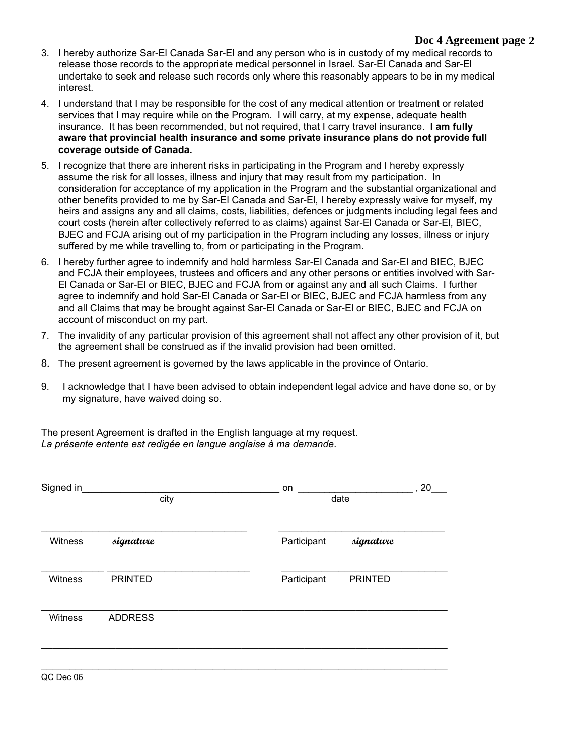3. I hereby authorize Sar-El Canada Sar-El and any person who is in custody of my medical records to release those records to the appropriate medical personnel in Israel. Sar-El Canada and Sar-El undertake to seek and release such records only where this reasonably appears to be in my medical interest.
4. I understand that I may be responsible for the cost of any medical attention or treatment or related services that I may require while on the Program. I will carry, at my expense, adequate health insurance. It has been recommended, but not required, that I carry travel insurance. **I am fully aware that provincial health insurance and some private insurance plans do not provide full coverage outside of Canada.**
5. I recognize that there are inherent risks in participating in the Program and I hereby expressly assume the risk for all losses, illness and injury that may result from my participation. In consideration for acceptance of my application in the Program and the substantial organizational and other benefits provided to me by Sar-El Canada and Sar-El, I hereby expressly waive for myself, my heirs and assigns any and all claims, costs, liabilities, defences or judgments including legal fees and court costs (herein after collectively referred to as claims) against Sar-El Canada or Sar-El, BIEC, BJEC and FCJA arising out of my participation in the Program including any losses, illness or injury suffered by me while travelling to, from or participating in the Program.
6. I hereby further agree to indemnify and hold harmless Sar-El Canada and Sar-El and BIEC, BJEC and FCJA their employees, trustees and officers and any other persons or entities involved with Sar-El Canada or Sar-El or BIEC, BJEC and FCJA from or against any and all such Claims. I further agree to indemnify and hold Sar-El Canada or Sar-El or BIEC, BJEC and FCJA harmless from any and all Claims that may be brought against Sar-El Canada or Sar-El or BIEC, BJEC and FCJA on account of misconduct on my part.
7. The invalidity of any particular provision of this agreement shall not affect any other provision of it, but the agreement shall be construed as if the invalid provision had been omitted.
8. The present agreement is governed by the laws applicable in the province of Ontario.
9. I acknowledge that I have been advised to obtain independent legal advice and have done so, or by my signature, have waived doing so.

The present Agreement is drafted in the English language at my request.
*La présente entente est redigée en langue anglaise à ma demande*.

Signed in____________________________________ on _____________________ , 20___
city date

______________________________________ ______________________________
Witness *signature* Participant *signature*

______________________________________ ______________________________
Witness PRINTED Participant PRINTED

___________________________________________________________________________
Witness ADDRESS

___________________________________________________________________________

___________________________________________________________________________

QC Dec 06